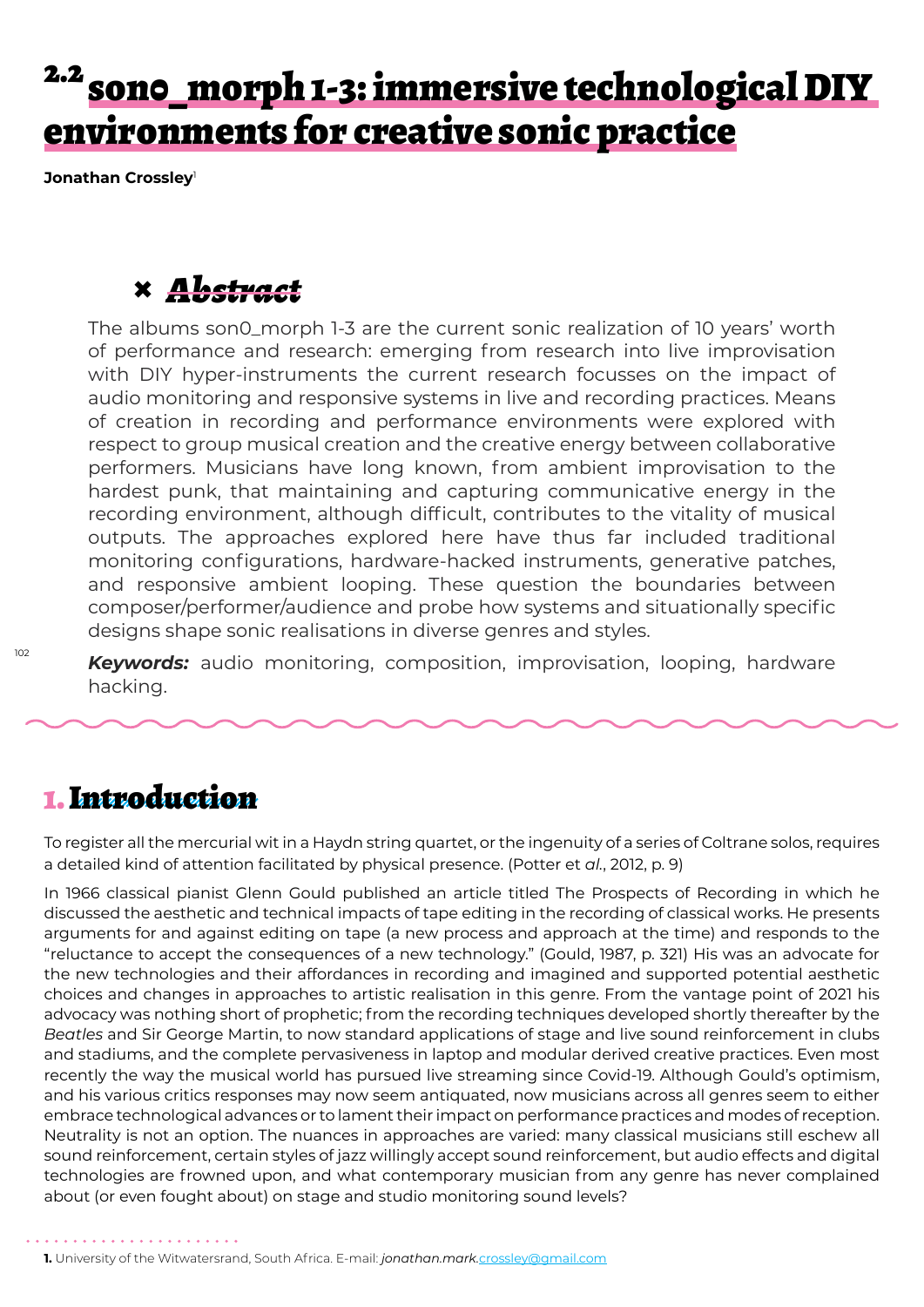# 2.2 son0_morph 1-3: immersive technological DIY environments for creative sonic practice

**Jonathan Crossley**[1]

## Abstract

The albums son0_morph 1-3 are the current sonic realization of 10 years' worth of performance and research: emerging from research into live improvisation with DIY hyper-instruments the current research focusses on the impact of audio monitoring and responsive systems in live and recording practices. Means of creation in recording and performance environments were explored with respect to group musical creation and the creative energy between collaborative performers. Musicians have long known, from ambient improvisation to the hardest punk, that maintaining and capturing communicative energy in the recording environment, although difficult, contributes to the vitality of musical outputs. The approaches explored here have thus far included traditional monitoring configurations, hardware-hacked instruments, generative patches, and responsive ambient looping. These question the boundaries between composer/performer/audience and probe how systems and situationally specific designs shape sonic realisations in diverse genres and styles.

***Keywords:*** audio monitoring, composition, improvisation, looping, hardware hacking.

## 1. Introduction

To register all the mercurial wit in a Haydn string quartet, or the ingenuity of a series of Coltrane solos, requires a detailed kind of attention facilitated by physical presence. (Potter et *al*., 2012, p. 9)

In 1966 classical pianist Glenn Gould published an article titled The Prospects of Recording in which he discussed the aesthetic and technical impacts of tape editing in the recording of classical works. He presents arguments for and against editing on tape (a new process and approach at the time) and responds to the "reluctance to accept the consequences of a new technology." (Gould, 1987, p. 321) His was an advocate for the new technologies and their affordances in recording and imagined and supported potential aesthetic choices and changes in approaches to artistic realisation in this genre. From the vantage point of 2021 his advocacy was nothing short of prophetic; from the recording techniques developed shortly thereafter by the *Beatles* and Sir George Martin, to now standard applications of stage and live sound reinforcement in clubs and stadiums, and the complete pervasiveness in laptop and modular derived creative practices. Even most recently the way the musical world has pursued live streaming since Covid-19. Although Gould's optimism, and his various critics responses may now seem antiquated, now musicians across all genres seem to either embrace technological advances or to lament their impact on performance practices and modes of reception. Neutrality is not an option. The nuances in approaches are varied: many classical musicians still eschew all sound reinforcement, certain styles of jazz willingly accept sound reinforcement, but audio effects and digital technologies are frowned upon, and what contemporary musician from any genre has never complained about (or even fought about) on stage and studio monitoring sound levels?

**1.** University of the Witwatersrand, South Africa. E-mail: *jonathan.mark*.crossley@gmail.com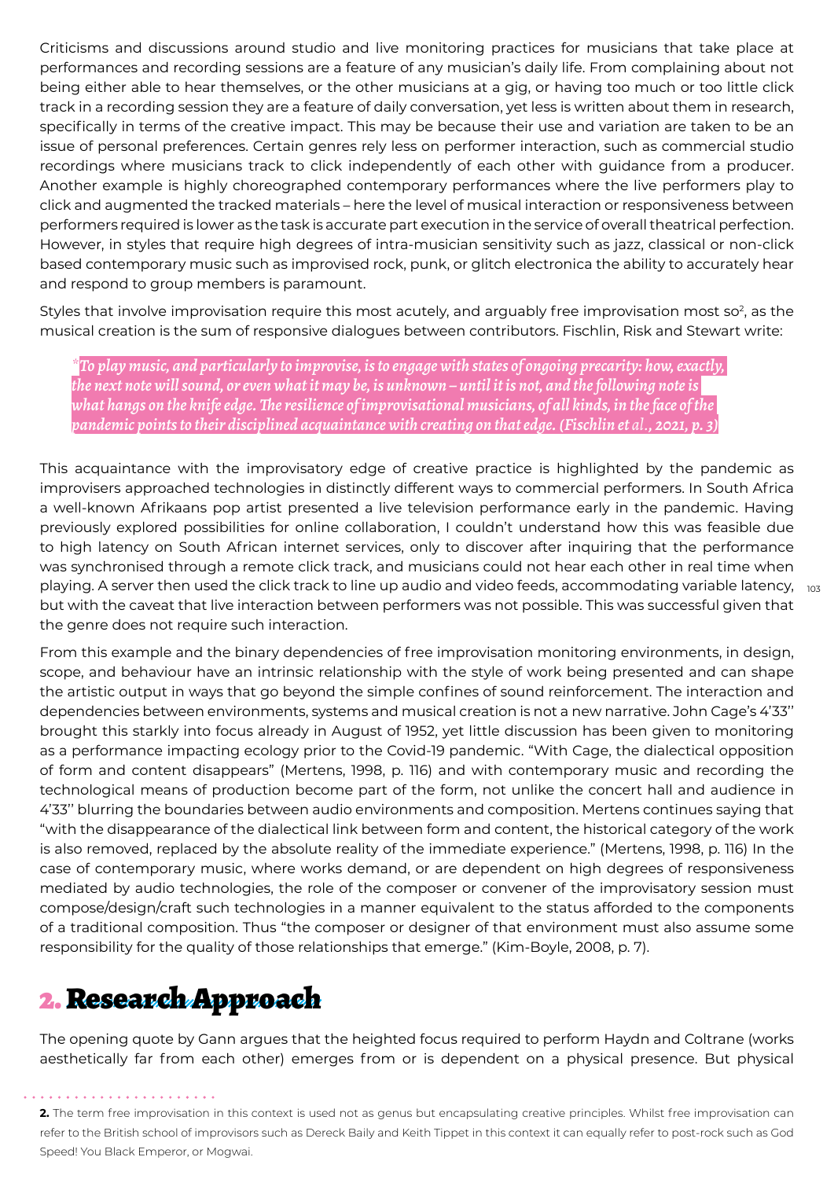Criticisms and discussions around studio and live monitoring practices for musicians that take place at performances and recording sessions are a feature of any musician's daily life. From complaining about not being either able to hear themselves, or the other musicians at a gig, or having too much or too little click track in a recording session they are a feature of daily conversation, yet less is written about them in research, specifically in terms of the creative impact. This may be because their use and variation are taken to be an issue of personal preferences. Certain genres rely less on performer interaction, such as commercial studio recordings where musicians track to click independently of each other with guidance from a producer. Another example is highly choreographed contemporary performances where the live performers play to click and augmented the tracked materials – here the level of musical interaction or responsiveness between performers required is lower as the task is accurate part execution in the service of overall theatrical perfection. However, in styles that require high degrees of intra-musician sensitivity such as jazz, classical or non-click based contemporary music such as improvised rock, punk, or glitch electronica the ability to accurately hear and respond to group members is paramount.

Styles that involve improvisation require this most acutely, and arguably free improvisation most so[2], as the musical creation is the sum of responsive dialogues between contributors. Fischlin, Risk and Stewart write:

> ***To play music, and particularly to improvise, is to engage with states of ongoing precarity: how, exactly, the next note will sound, or even what it may be, is unknown – until it is not, and the following note is what hangs on the knife edge. The resilience of improvisational musicians, of all kinds, in the face of the pandemic points to their disciplined acquaintance with creating on that edge. (Fischlin et al., 2021, p. 3)***

This acquaintance with the improvisatory edge of creative practice is highlighted by the pandemic as improvisers approached technologies in distinctly different ways to commercial performers. In South Africa a well-known Afrikaans pop artist presented a live television performance early in the pandemic. Having previously explored possibilities for online collaboration, I couldn't understand how this was feasible due to high latency on South African internet services, only to discover after inquiring that the performance was synchronised through a remote click track, and musicians could not hear each other in real time when playing. A server then used the click track to line up audio and video feeds, accommodating variable latency, but with the caveat that live interaction between performers was not possible. This was successful given that the genre does not require such interaction.

From this example and the binary dependencies of free improvisation monitoring environments, in design, scope, and behaviour have an intrinsic relationship with the style of work being presented and can shape the artistic output in ways that go beyond the simple confines of sound reinforcement. The interaction and dependencies between environments, systems and musical creation is not a new narrative. John Cage's 4'33'' brought this starkly into focus already in August of 1952, yet little discussion has been given to monitoring as a performance impacting ecology prior to the Covid-19 pandemic. "With Cage, the dialectical opposition of form and content disappears" (Mertens, 1998, p. 116) and with contemporary music and recording the technological means of production become part of the form, not unlike the concert hall and audience in 4'33'' blurring the boundaries between audio environments and composition. Mertens continues saying that "with the disappearance of the dialectical link between form and content, the historical category of the work is also removed, replaced by the absolute reality of the immediate experience." (Mertens, 1998, p. 116) In the case of contemporary music, where works demand, or are dependent on high degrees of responsiveness mediated by audio technologies, the role of the composer or convener of the improvisatory session must compose/design/craft such technologies in a manner equivalent to the status afforded to the components of a traditional composition. Thus "the composer or designer of that environment must also assume some responsibility for the quality of those relationships that emerge." (Kim-Boyle, 2008, p. 7).

## 2. Research Approach

The opening quote by Gann argues that the heighted focus required to perform Haydn and Coltrane (works aesthetically far from each other) emerges from or is dependent on a physical presence. But physical

---

**2.** The term free improvisation in this context is used not as genus but encapsulating creative principles. Whilst free improvisation can refer to the British school of improvisors such as Dereck Baily and Keith Tippet in this context it can equally refer to post-rock such as God Speed! You Black Emperor, or Mogwai.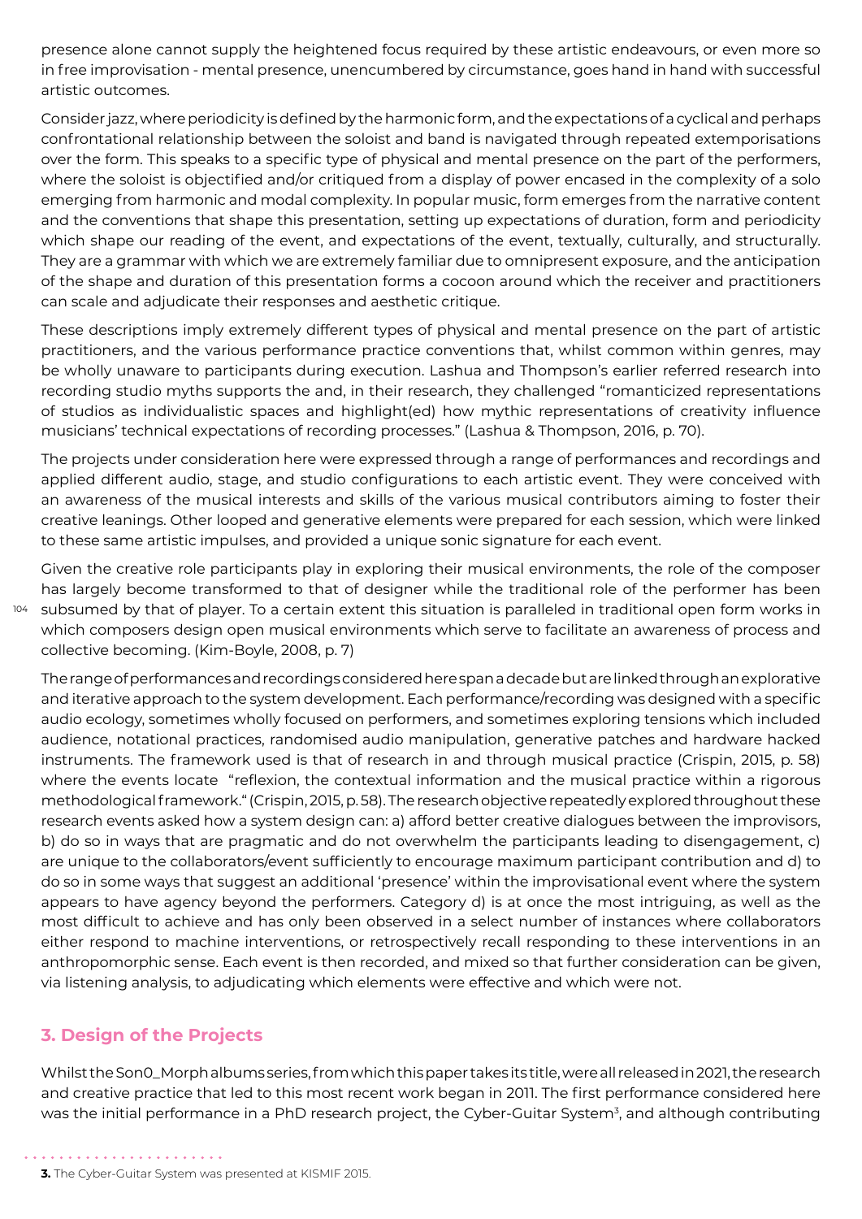presence alone cannot supply the heightened focus required by these artistic endeavours, or even more so in free improvisation - mental presence, unencumbered by circumstance, goes hand in hand with successful artistic outcomes.

Consider jazz, where periodicity is defined by the harmonic form, and the expectations of a cyclical and perhaps confrontational relationship between the soloist and band is navigated through repeated extemporisations over the form. This speaks to a specific type of physical and mental presence on the part of the performers, where the soloist is objectified and/or critiqued from a display of power encased in the complexity of a solo emerging from harmonic and modal complexity. In popular music, form emerges from the narrative content and the conventions that shape this presentation, setting up expectations of duration, form and periodicity which shape our reading of the event, and expectations of the event, textually, culturally, and structurally. They are a grammar with which we are extremely familiar due to omnipresent exposure, and the anticipation of the shape and duration of this presentation forms a cocoon around which the receiver and practitioners can scale and adjudicate their responses and aesthetic critique.

These descriptions imply extremely different types of physical and mental presence on the part of artistic practitioners, and the various performance practice conventions that, whilst common within genres, may be wholly unaware to participants during execution. Lashua and Thompson's earlier referred research into recording studio myths supports the and, in their research, they challenged "romanticized representations of studios as individualistic spaces and highlight(ed) how mythic representations of creativity influence musicians' technical expectations of recording processes." (Lashua & Thompson, 2016, p. 70).

The projects under consideration here were expressed through a range of performances and recordings and applied different audio, stage, and studio configurations to each artistic event. They were conceived with an awareness of the musical interests and skills of the various musical contributors aiming to foster their creative leanings. Other looped and generative elements were prepared for each session, which were linked to these same artistic impulses, and provided a unique sonic signature for each event.

> Given the creative role participants play in exploring their musical environments, the role of the composer has largely become transformed to that of designer while the traditional role of the performer has been subsumed by that of player. To a certain extent this situation is paralleled in traditional open form works in which composers design open musical environments which serve to facilitate an awareness of process and collective becoming. (Kim-Boyle, 2008, p. 7)

The range of performances and recordings considered here span a decade but are linked through an explorative and iterative approach to the system development. Each performance/recording was designed with a specific audio ecology, sometimes wholly focused on performers, and sometimes exploring tensions which included audience, notational practices, randomised audio manipulation, generative patches and hardware hacked instruments. The framework used is that of research in and through musical practice (Crispin, 2015, p. 58) where the events locate "reflexion, the contextual information and the musical practice within a rigorous methodological framework." (Crispin, 2015, p. 58). The research objective repeatedly explored throughout these research events asked how a system design can: a) afford better creative dialogues between the improvisors, b) do so in ways that are pragmatic and do not overwhelm the participants leading to disengagement, c) are unique to the collaborators/event sufficiently to encourage maximum participant contribution and d) to do so in some ways that suggest an additional 'presence' within the improvisational event where the system appears to have agency beyond the performers. Category d) is at once the most intriguing, as well as the most difficult to achieve and has only been observed in a select number of instances where collaborators either respond to machine interventions, or retrospectively recall responding to these interventions in an anthropomorphic sense. Each event is then recorded, and mixed so that further consideration can be given, via listening analysis, to adjudicating which elements were effective and which were not.

## 3. Design of the Projects

Whilst the Son0_Morph albums series, from which this paper takes its title, were all released in 2021, the research and creative practice that led to this most recent work began in 2011. The first performance considered here was the initial performance in a PhD research project, the Cyber-Guitar System[3], and although contributing

**3.** The Cyber-Guitar System was presented at KISMIF 2015.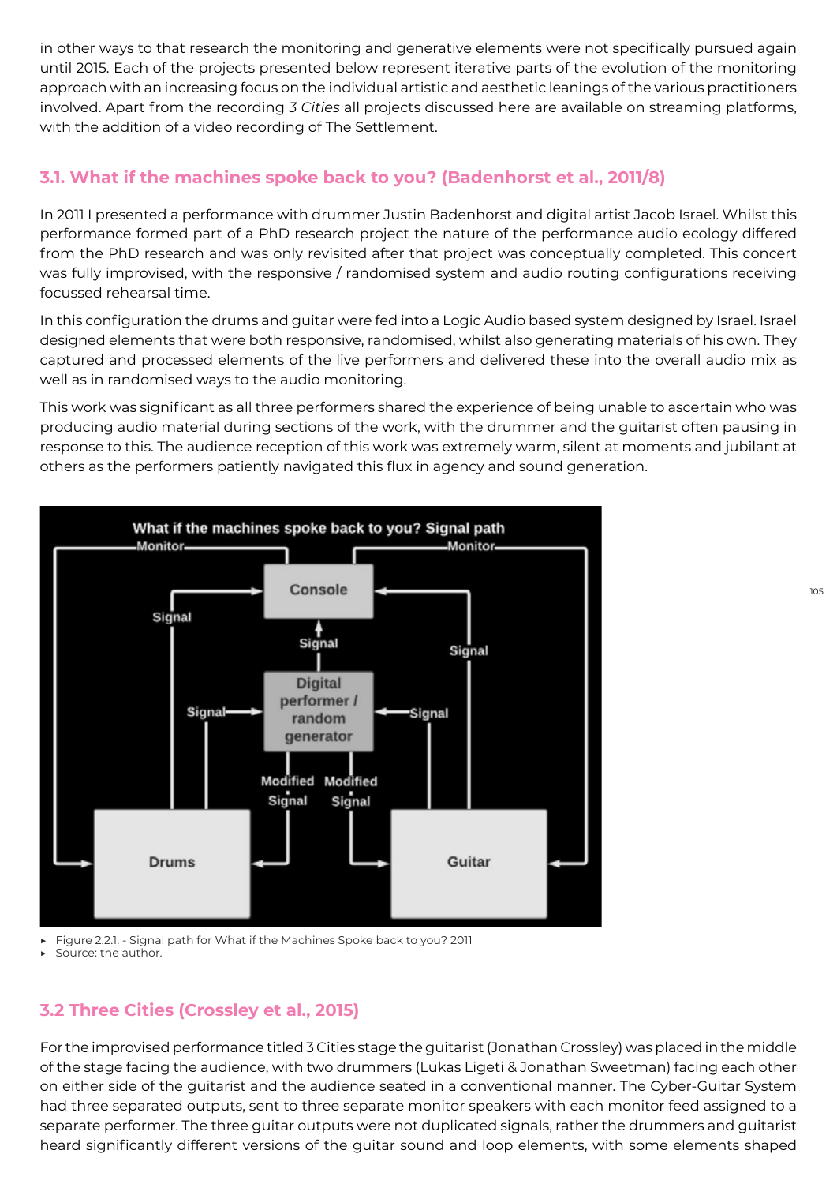in other ways to that research the monitoring and generative elements were not specifically pursued again until 2015. Each of the projects presented below represent iterative parts of the evolution of the monitoring approach with an increasing focus on the individual artistic and aesthetic leanings of the various practitioners involved. Apart from the recording *3 Cities* all projects discussed here are available on streaming platforms, with the addition of a video recording of The Settlement.

## 3.1. What if the machines spoke back to you? (Badenhorst et al., 2011/8)

In 2011 I presented a performance with drummer Justin Badenhorst and digital artist Jacob Israel. Whilst this performance formed part of a PhD research project the nature of the performance audio ecology differed from the PhD research and was only revisited after that project was conceptually completed. This concert was fully improvised, with the responsive / randomised system and audio routing configurations receiving focussed rehearsal time.

In this configuration the drums and guitar were fed into a Logic Audio based system designed by Israel. Israel designed elements that were both responsive, randomised, whilst also generating materials of his own. They captured and processed elements of the live performers and delivered these into the overall audio mix as well as in randomised ways to the audio monitoring.

This work was significant as all three performers shared the experience of being unable to ascertain who was producing audio material during sections of the work, with the drummer and the guitarist often pausing in response to this. The audience reception of this work was extremely warm, silent at moments and jubilant at others as the performers patiently navigated this flux in agency and sound generation.

What if the machines spoke back to you? Signal path

Monitor

Monitor

Console

Signal

Signal

Signal

Digital performer / random generator

Signal

Signal

Modified Signal

Modified Signal

Drums

Guitar

- Figure 2.2.1. - Signal path for What if the Machines Spoke back to you? 2011
- Source: the author.

## 3.2 Three Cities (Crossley et al., 2015)

For the improvised performance titled 3 Cities stage the guitarist (Jonathan Crossley) was placed in the middle of the stage facing the audience, with two drummers (Lukas Ligeti & Jonathan Sweetman) facing each other on either side of the guitarist and the audience seated in a conventional manner. The Cyber-Guitar System had three separated outputs, sent to three separate monitor speakers with each monitor feed assigned to a separate performer. The three guitar outputs were not duplicated signals, rather the drummers and guitarist heard significantly different versions of the guitar sound and loop elements, with some elements shaped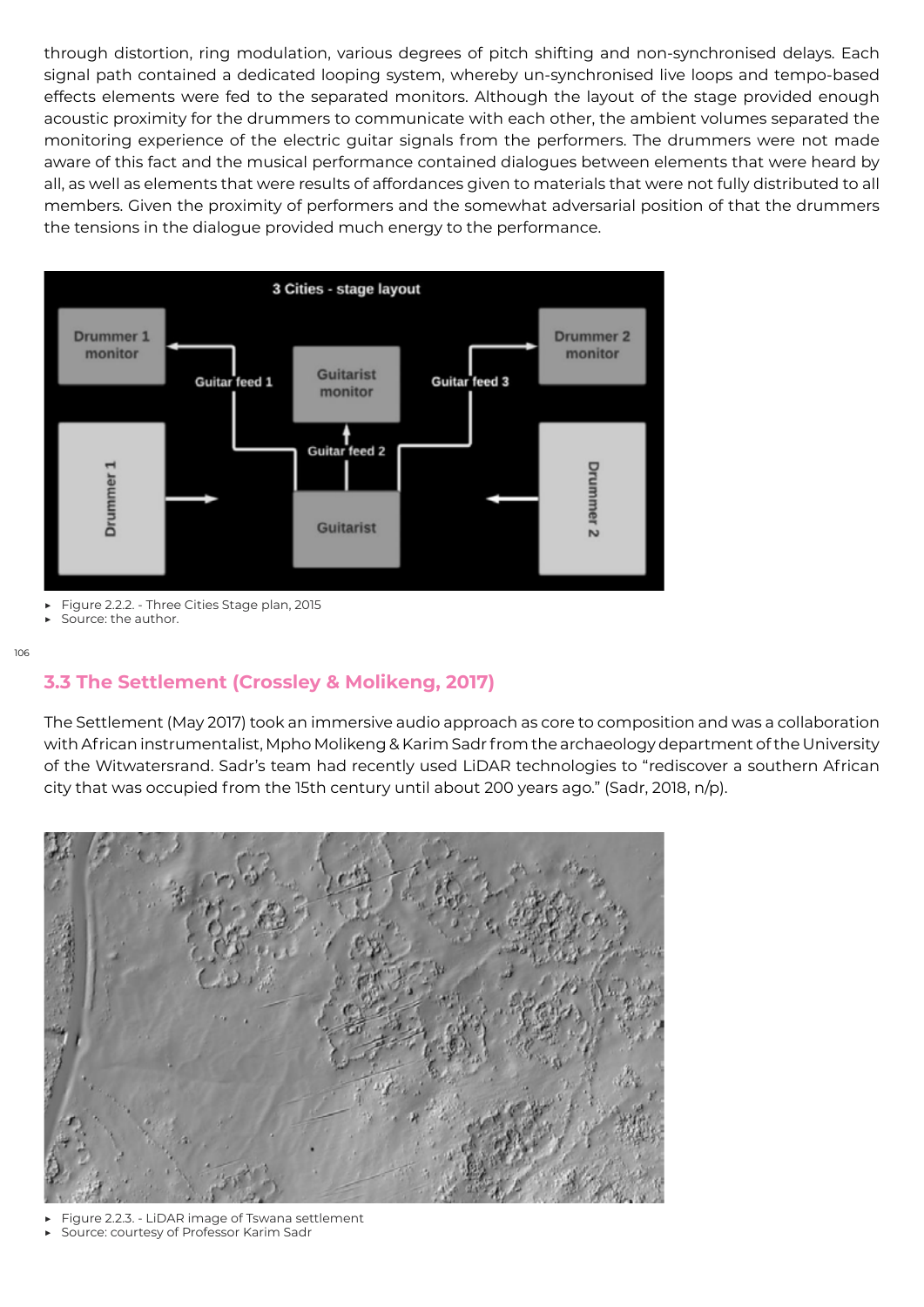through distortion, ring modulation, various degrees of pitch shifting and non-synchronised delays. Each signal path contained a dedicated looping system, whereby un-synchronised live loops and tempo-based effects elements were fed to the separated monitors. Although the layout of the stage provided enough acoustic proximity for the drummers to communicate with each other, the ambient volumes separated the monitoring experience of the electric guitar signals from the performers. The drummers were not made aware of this fact and the musical performance contained dialogues between elements that were heard by all, as well as elements that were results of affordances given to materials that were not fully distributed to all members. Given the proximity of performers and the somewhat adversarial position of that the drummers the tensions in the dialogue provided much energy to the performance.

3 Cities - stage layout

Drummer 1 monitor

Guitar feed 1

Guitarist monitor

Guitar feed 3

Drummer 2 monitor

Guitar feed 2

Drummer 1

Guitarist

Drummer 2

- Figure 2.2.2. - Three Cities Stage plan, 2015
- Source: the author.

## 3.3 The Settlement (Crossley & Molikeng, 2017)

The Settlement (May 2017) took an immersive audio approach as core to composition and was a collaboration with African instrumentalist, Mpho Molikeng & Karim Sadr from the archaeology department of the University of the Witwatersrand. Sadr's team had recently used LiDAR technologies to "rediscover a southern African city that was occupied from the 15th century until about 200 years ago." (Sadr, 2018, n/p).

- Figure 2.2.3. - LiDAR image of Tswana settlement
- Source: courtesy of Professor Karim Sadr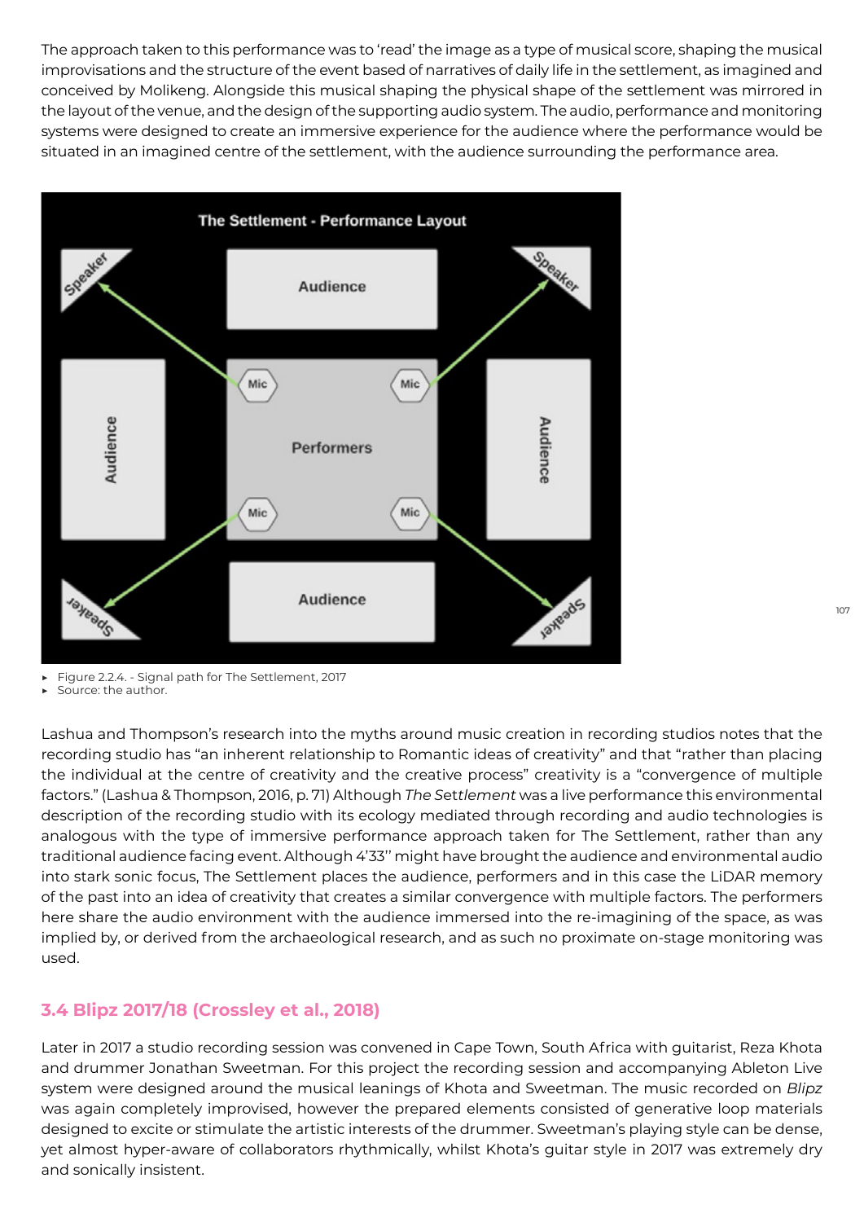The approach taken to this performance was to 'read' the image as a type of musical score, shaping the musical improvisations and the structure of the event based of narratives of daily life in the settlement, as imagined and conceived by Molikeng. Alongside this musical shaping the physical shape of the settlement was mirrored in the layout of the venue, and the design of the supporting audio system. The audio, performance and monitoring systems were designed to create an immersive experience for the audience where the performance would be situated in an imagined centre of the settlement, with the audience surrounding the performance area.

- Figure 2.2.4. - Signal path for The Settlement, 2017
- Source: the author.

Lashua and Thompson's research into the myths around music creation in recording studios notes that the recording studio has "an inherent relationship to Romantic ideas of creativity" and that "rather than placing the individual at the centre of creativity and the creative process" creativity is a "convergence of multiple factors." (Lashua & Thompson, 2016, p. 71) Although *The Settlement* was a live performance this environmental description of the recording studio with its ecology mediated through recording and audio technologies is analogous with the type of immersive performance approach taken for The Settlement, rather than any traditional audience facing event. Although 4'33'' might have brought the audience and environmental audio into stark sonic focus, The Settlement places the audience, performers and in this case the LiDAR memory of the past into an idea of creativity that creates a similar convergence with multiple factors. The performers here share the audio environment with the audience immersed into the re-imagining of the space, as was implied by, or derived from the archaeological research, and as such no proximate on-stage monitoring was used.

## 3.4 Blipz 2017/18 (Crossley et al., 2018)

Later in 2017 a studio recording session was convened in Cape Town, South Africa with guitarist, Reza Khota and drummer Jonathan Sweetman. For this project the recording session and accompanying Ableton Live system were designed around the musical leanings of Khota and Sweetman. The music recorded on *Blipz* was again completely improvised, however the prepared elements consisted of generative loop materials designed to excite or stimulate the artistic interests of the drummer. Sweetman's playing style can be dense, yet almost hyper-aware of collaborators rhythmically, whilst Khota's guitar style in 2017 was extremely dry and sonically insistent.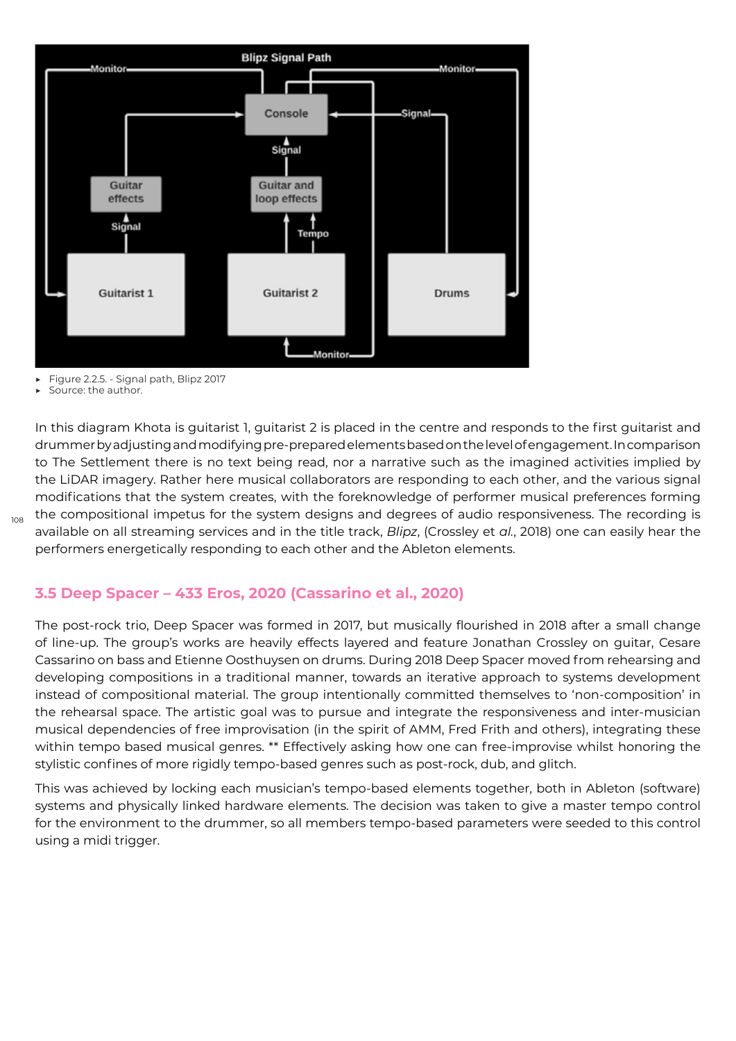Blipz Signal Path

Monitor

Monitor

Console

Signal

Signal

Guitar effects

Guitar and loop effects

Signal

Tempo

Guitarist 1

Guitarist 2

Drums

Monitor

- Figure 2.2.5. - Signal path, Blipz 2017
- Source: the author.

In this diagram Khota is guitarist 1, guitarist 2 is placed in the centre and responds to the first guitarist and drummer by adjusting and modifying pre-prepared elements based on the level of engagement. In comparison to The Settlement there is no text being read, nor a narrative such as the imagined activities implied by the LiDAR imagery. Rather here musical collaborators are responding to each other, and the various signal modifications that the system creates, with the foreknowledge of performer musical preferences forming the compositional impetus for the system designs and degrees of audio responsiveness. The recording is available on all streaming services and in the title track, *Blipz*, (Crossley et *al.*, 2018) one can easily hear the performers energetically responding to each other and the Ableton elements.

## 3.5 Deep Spacer – 433 Eros, 2020 (Cassarino et al., 2020)

The post-rock trio, Deep Spacer was formed in 2017, but musically flourished in 2018 after a small change of line-up. The group's works are heavily effects layered and feature Jonathan Crossley on guitar, Cesare Cassarino on bass and Etienne Oosthuysen on drums. During 2018 Deep Spacer moved from rehearsing and developing compositions in a traditional manner, towards an iterative approach to systems development instead of compositional material. The group intentionally committed themselves to 'non-composition' in the rehearsal space. The artistic goal was to pursue and integrate the responsiveness and inter-musician musical dependencies of free improvisation (in the spirit of AMM, Fred Frith and others), integrating these within tempo based musical genres. ** Effectively asking how one can free-improvise whilst honoring the stylistic confines of more rigidly tempo-based genres such as post-rock, dub, and glitch.

This was achieved by locking each musician's tempo-based elements together, both in Ableton (software) systems and physically linked hardware elements. The decision was taken to give a master tempo control for the environment to the drummer, so all members tempo-based parameters were seeded to this control using a midi trigger.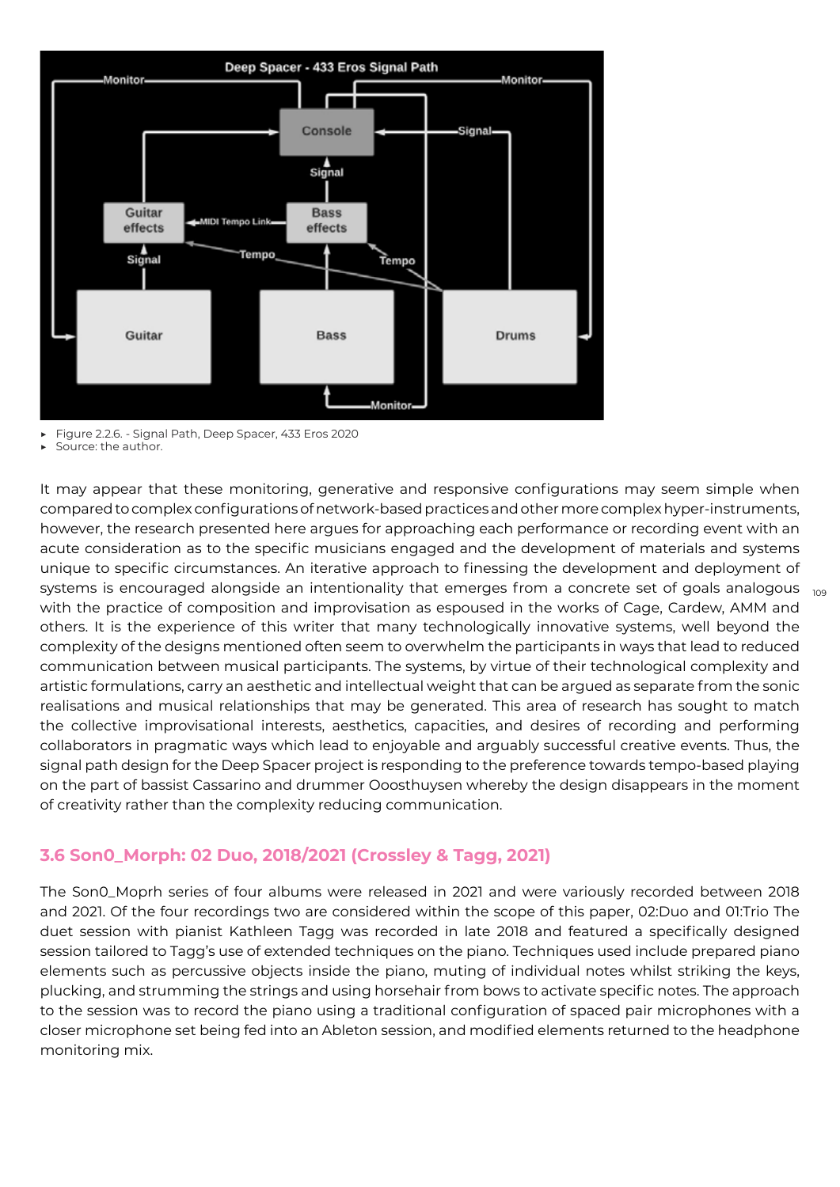Deep Spacer - 433 Eros Signal Path

Monitor
Monitor
Console
Signal
Signal
Guitar effects
MIDI Tempo Link
Bass effects
Signal
Tempo
Tempo
Guitar
Bass
Drums
Monitor

- Figure 2.2.6. - Signal Path, Deep Spacer, 433 Eros 2020
- Source: the author.

It may appear that these monitoring, generative and responsive configurations may seem simple when compared to complex configurations of network-based practices and other more complex hyper-instruments, however, the research presented here argues for approaching each performance or recording event with an acute consideration as to the specific musicians engaged and the development of materials and systems unique to specific circumstances. An iterative approach to finessing the development and deployment of systems is encouraged alongside an intentionality that emerges from a concrete set of goals analogous with the practice of composition and improvisation as espoused in the works of Cage, Cardew, AMM and others. It is the experience of this writer that many technologically innovative systems, well beyond the complexity of the designs mentioned often seem to overwhelm the participants in ways that lead to reduced communication between musical participants. The systems, by virtue of their technological complexity and artistic formulations, carry an aesthetic and intellectual weight that can be argued as separate from the sonic realisations and musical relationships that may be generated. This area of research has sought to match the collective improvisational interests, aesthetics, capacities, and desires of recording and performing collaborators in pragmatic ways which lead to enjoyable and arguably successful creative events. Thus, the signal path design for the Deep Spacer project is responding to the preference towards tempo-based playing on the part of bassist Cassarino and drummer Ooosthuysen whereby the design disappears in the moment of creativity rather than the complexity reducing communication.

### 3.6 Son0_Morph: 02 Duo, 2018/2021 (Crossley & Tagg, 2021)

The Son0_Moprh series of four albums were released in 2021 and were variously recorded between 2018 and 2021. Of the four recordings two are considered within the scope of this paper, 02:Duo and 01:Trio The duet session with pianist Kathleen Tagg was recorded in late 2018 and featured a specifically designed session tailored to Tagg's use of extended techniques on the piano. Techniques used include prepared piano elements such as percussive objects inside the piano, muting of individual notes whilst striking the keys, plucking, and strumming the strings and using horsehair from bows to activate specific notes. The approach to the session was to record the piano using a traditional configuration of spaced pair microphones with a closer microphone set being fed into an Ableton session, and modified elements returned to the headphone monitoring mix.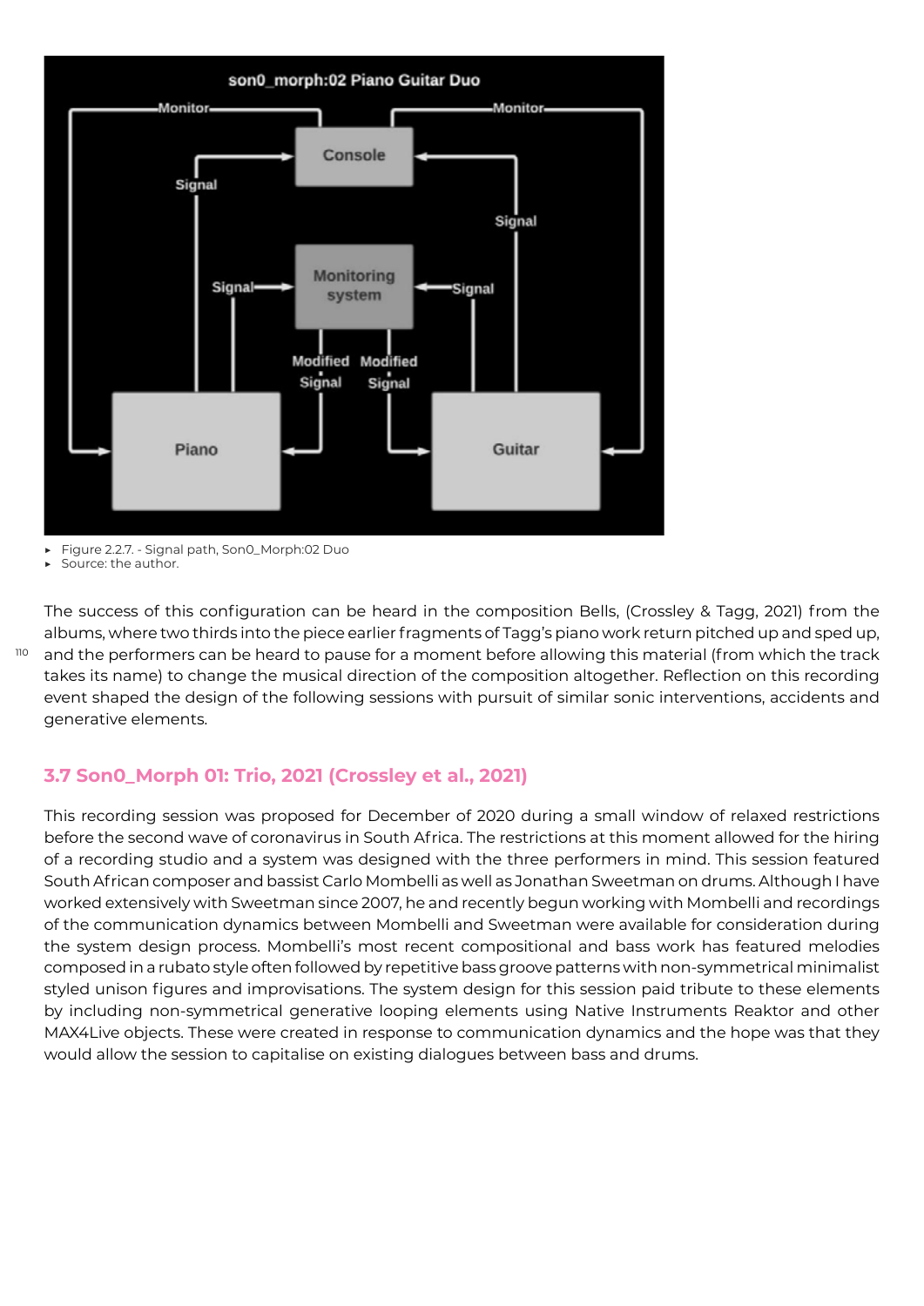son0_morph:02 Piano Guitar Duo

Monitor
Monitor
Console
Signal
Signal
Signal
Monitoring system
Signal
Modified Signal
Modified Signal
Piano
Guitar

- Figure 2.2.7. - Signal path, Son0_Morph:02 Duo
- Source: the author.

The success of this configuration can be heard in the composition Bells, (Crossley & Tagg, 2021) from the albums, where two thirds into the piece earlier fragments of Tagg's piano work return pitched up and sped up, and the performers can be heard to pause for a moment before allowing this material (from which the track takes its name) to change the musical direction of the composition altogether. Reflection on this recording event shaped the design of the following sessions with pursuit of similar sonic interventions, accidents and generative elements.

### 3.7 Son0_Morph 01: Trio, 2021 (Crossley et al., 2021)

This recording session was proposed for December of 2020 during a small window of relaxed restrictions before the second wave of coronavirus in South Africa. The restrictions at this moment allowed for the hiring of a recording studio and a system was designed with the three performers in mind. This session featured South African composer and bassist Carlo Mombelli as well as Jonathan Sweetman on drums. Although I have worked extensively with Sweetman since 2007, he and recently begun working with Mombelli and recordings of the communication dynamics between Mombelli and Sweetman were available for consideration during the system design process. Mombelli's most recent compositional and bass work has featured melodies composed in a rubato style often followed by repetitive bass groove patterns with non-symmetrical minimalist styled unison figures and improvisations. The system design for this session paid tribute to these elements by including non-symmetrical generative looping elements using Native Instruments Reaktor and other MAX4Live objects. These were created in response to communication dynamics and the hope was that they would allow the session to capitalise on existing dialogues between bass and drums.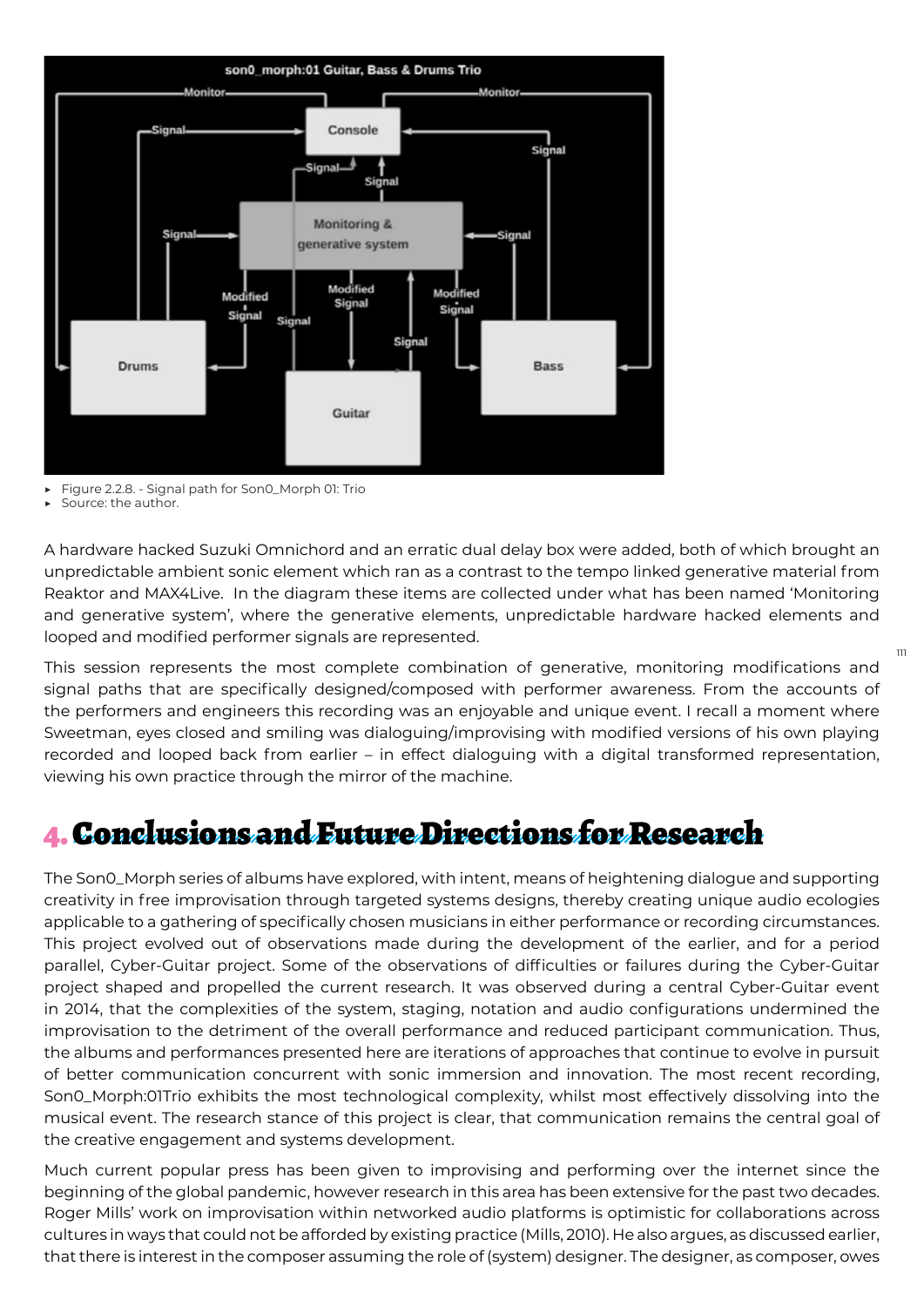son0_morph:01 Guitar, Bass & Drums Trio

Monitor
Monitor
Signal
Console
Signal
Signal
Signal
Signal
Monitoring & generative system
Signal
Modified Signal
Modified Signal
Modified Signal
Signal
Signal
Drums
Bass
Guitar

- Figure 2.2.8. - Signal path for Son0_Morph 01: Trio
- Source: the author.

A hardware hacked Suzuki Omnichord and an erratic dual delay box were added, both of which brought an unpredictable ambient sonic element which ran as a contrast to the tempo linked generative material from Reaktor and MAX4Live. In the diagram these items are collected under what has been named 'Monitoring and generative system', where the generative elements, unpredictable hardware hacked elements and looped and modified performer signals are represented.

This session represents the most complete combination of generative, monitoring modifications and signal paths that are specifically designed/composed with performer awareness. From the accounts of the performers and engineers this recording was an enjoyable and unique event. I recall a moment where Sweetman, eyes closed and smiling was dialoguing/improvising with modified versions of his own playing recorded and looped back from earlier – in effect dialoguing with a digital transformed representation, viewing his own practice through the mirror of the machine.

# 4. Conclusions and Future Directions for Research

The Son0_Morph series of albums have explored, with intent, means of heightening dialogue and supporting creativity in free improvisation through targeted systems designs, thereby creating unique audio ecologies applicable to a gathering of specifically chosen musicians in either performance or recording circumstances. This project evolved out of observations made during the development of the earlier, and for a period parallel, Cyber-Guitar project. Some of the observations of difficulties or failures during the Cyber-Guitar project shaped and propelled the current research. It was observed during a central Cyber-Guitar event in 2014, that the complexities of the system, staging, notation and audio configurations undermined the improvisation to the detriment of the overall performance and reduced participant communication. Thus, the albums and performances presented here are iterations of approaches that continue to evolve in pursuit of better communication concurrent with sonic immersion and innovation. The most recent recording, Son0_Morph:01Trio exhibits the most technological complexity, whilst most effectively dissolving into the musical event. The research stance of this project is clear, that communication remains the central goal of the creative engagement and systems development.

Much current popular press has been given to improvising and performing over the internet since the beginning of the global pandemic, however research in this area has been extensive for the past two decades. Roger Mills' work on improvisation within networked audio platforms is optimistic for collaborations across cultures in ways that could not be afforded by existing practice (Mills, 2010). He also argues, as discussed earlier, that there is interest in the composer assuming the role of (system) designer. The designer, as composer, owes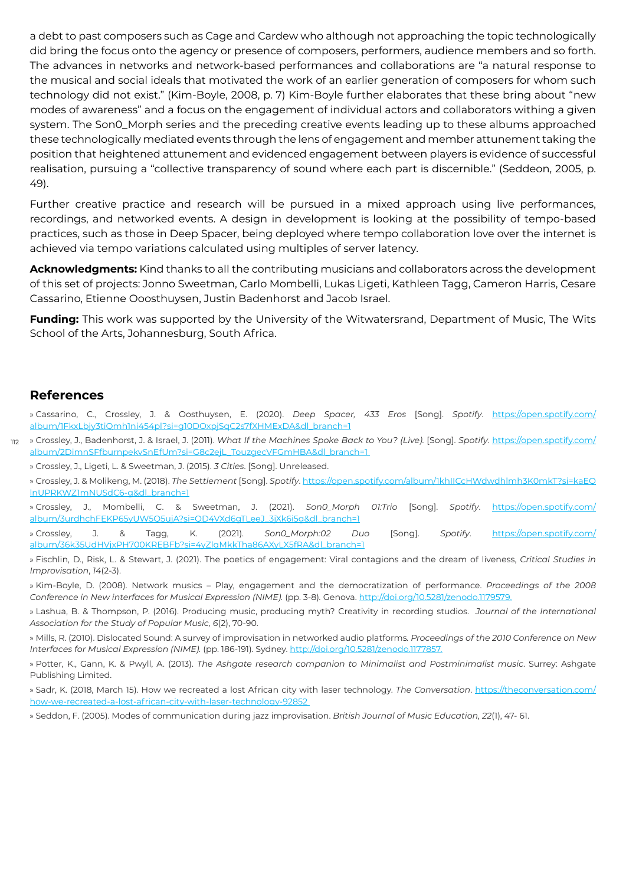a debt to past composers such as Cage and Cardew who although not approaching the topic technologically did bring the focus onto the agency or presence of composers, performers, audience members and so forth. The advances in networks and network-based performances and collaborations are "a natural response to the musical and social ideals that motivated the work of an earlier generation of composers for whom such technology did not exist." (Kim-Boyle, 2008, p. 7) Kim-Boyle further elaborates that these bring about "new modes of awareness" and a focus on the engagement of individual actors and collaborators withing a given system. The Son0_Morph series and the preceding creative events leading up to these albums approached these technologically mediated events through the lens of engagement and member attunement taking the position that heightened attunement and evidenced engagement between players is evidence of successful realisation, pursuing a "collective transparency of sound where each part is discernible." (Seddeon, 2005, p. 49).

Further creative practice and research will be pursued in a mixed approach using live performances, recordings, and networked events. A design in development is looking at the possibility of tempo-based practices, such as those in Deep Spacer, being deployed where tempo collaboration love over the internet is achieved via tempo variations calculated using multiples of server latency.

**Acknowledgments:** Kind thanks to all the contributing musicians and collaborators across the development of this set of projects: Jonno Sweetman, Carlo Mombelli, Lukas Ligeti, Kathleen Tagg, Cameron Harris, Cesare Cassarino, Etienne Ooosthuysen, Justin Badenhorst and Jacob Israel.

**Funding:** This work was supported by the University of the Witwatersrand, Department of Music, The Wits School of the Arts, Johannesburg, South Africa.

## References

» Cassarino, C., Crossley, J. & Oosthuysen, E. (2020). *Deep Spacer, 433 Eros* [Song]. *Spotify*. https://open.spotify.com/album/1FkxLbjy3tiQmh1ni454pl?si=g10DOxpjSqC2s7fXHMExDA&dl_branch=1

» Crossley, J., Badenhorst, J. & Israel, J. (2011). *What If the Machines Spoke Back to You? (Live).* [Song]. *Spotify*. https://open.spotify.com/album/2DimnSFfburnpekvSnEfUm?si=G8c2ejL_TouzgecVFGmHBA&dl_branch=1

» Crossley, J., Ligeti, L. & Sweetman, J. (2015). *3 Cities*. [Song]. Unreleased.

» Crossley, J. & Molikeng, M. (2018). *The Settlement* [Song]. *Spotify*. https://open.spotify.com/album/1khIICcHWdwdhlmh3K0mkT?si=kaEQlnUPRKWZ1mNUSdC6-g&dl_branch=1

» Crossley, J., Mombelli, C. & Sweetman, J. (2021). *Son0_Morph 01:Trio* [Song]. *Spotify*. https://open.spotify.com/album/3urdhchFEKP65yUW5Q5ujA?si=QD4VXd6gTLeeJ_3jXk6i5g&dl_branch=1

» Crossley, J. & Tagg, K. (2021). *Son0_Morph:02 Duo* [Song]. *Spotify*. https://open.spotify.com/album/36k35UdHVjxPH700KREBFb?si=4yZlqMkkTha86AXyLX5fRA&dl_branch=1

» Fischlin, D., Risk, L. & Stewart, J. (2021). The poetics of engagement: Viral contagions and the dream of liveness, *Critical Studies in Improvisation*, *14*(2-3).

» Kim-Boyle, D. (2008). Network musics – Play, engagement and the democratization of performance. *Proceedings of the 2008 Conference in New interfaces for Musical Expression (NIME).* (pp. 3-8). Genova. http://doi.org/10.5281/zenodo.1179579.

» Lashua, B. & Thompson, P. (2016). Producing music, producing myth? Creativity in recording studios. *Journal of the International Association for the Study of Popular Music, 6*(2), 70-90.

» Mills, R. (2010). Dislocated Sound: A survey of improvisation in networked audio platforms. *Proceedings of the 2010 Conference on New Interfaces for Musical Expression (NIME).* (pp. 186-191). Sydney. http://doi.org/10.5281/zenodo.1177857.

» Potter, K., Gann, K. & Pwyll, A. (2013). *The Ashgate research companion to Minimalist and Postminimalist music*. Surrey: Ashgate Publishing Limited.

» Sadr, K. (2018, March 15). How we recreated a lost African city with laser technology. *The Conversation*. https://theconversation.com/how-we-recreated-a-lost-african-city-with-laser-technology-92852

» Seddon, F. (2005). Modes of communication during jazz improvisation. *British Journal of Music Education, 22*(1), 47- 61.